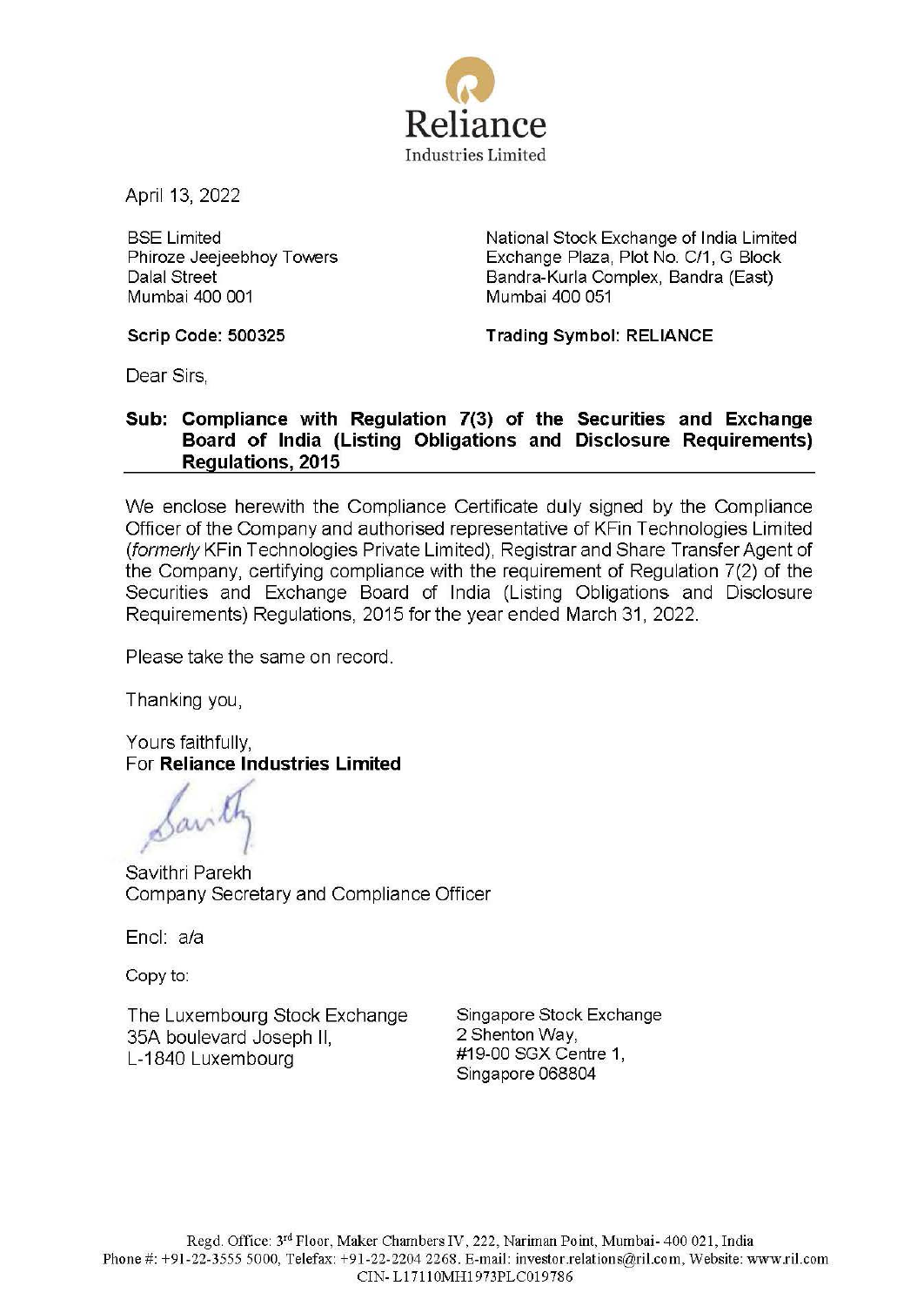**Reliance**
Industries Limited

April 13, 2022

BSE Limited
Phiroze Jeejeebhoy Towers
Dalal Street
Mumbai 400 001

**Scrip Code: 500325**

National Stock Exchange of India Limited
Exchange Plaza, Plot No. C/1, G Block
Bandra-Kurla Complex, Bandra (East)
Mumbai 400 051

**Trading Symbol: RELIANCE**

Dear Sirs,

**Sub: Compliance with Regulation 7(3) of the Securities and Exchange Board of India (Listing Obligations and Disclosure Requirements) Regulations, 2015**

We enclose herewith the Compliance Certificate duly signed by the Compliance Officer of the Company and authorised representative of KFin Technologies Limited (*formerly* KFin Technologies Private Limited), Registrar and Share Transfer Agent of the Company, certifying compliance with the requirement of Regulation 7(2) of the Securities and Exchange Board of India (Listing Obligations and Disclosure Requirements) Regulations, 2015 for the year ended March 31, 2022.

Please take the same on record.

Thanking you,

Yours faithfully,
For **Reliance Industries Limited**

Savithri Parekh
Company Secretary and Compliance Officer

Encl: a/a

Copy to:

The Luxembourg Stock Exchange
35A boulevard Joseph II,
L-1840 Luxembourg

Singapore Stock Exchange
2 Shenton Way,
#19-00 SGX Centre 1,
Singapore 068804

Regd. Office: 3rd Floor, Maker Chambers IV, 222, Nariman Point, Mumbai- 400 021, India
Phone #: +91-22-3555 5000, Telefax: +91-22-2204 2268. E-mail: investor.relations@ril.com, Website: www.ril.com
CIN- L17110MH1973PLC019786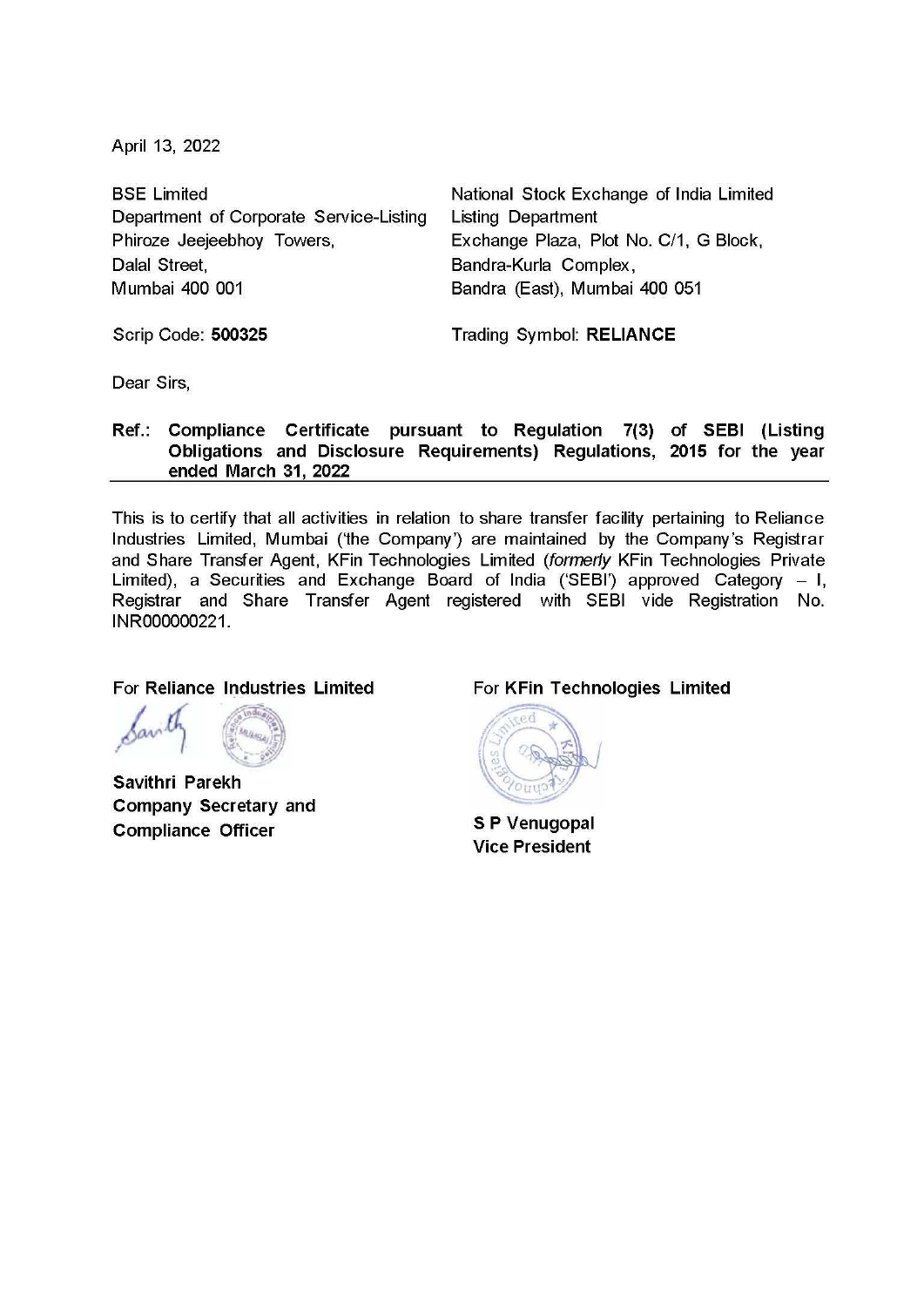April 13, 2022

BSE Limited
Department of Corporate Service-Listing
Phiroze Jeejeebhoy Towers,
Dalal Street,
Mumbai 400 001

Scrip Code: **500325**

National Stock Exchange of India Limited
Listing Department
Exchange Plaza, Plot No. C/1, G Block,
Bandra-Kurla Complex,
Bandra (East), Mumbai 400 051

Trading Symbol: **RELIANCE**

Dear Sirs,

**Ref.: Compliance Certificate pursuant to Regulation 7(3) of SEBI (Listing Obligations and Disclosure Requirements) Regulations, 2015 for the year ended March 31, 2022**

This is to certify that all activities in relation to share transfer facility pertaining to Reliance Industries Limited, Mumbai ('the Company') are maintained by the Company's Registrar and Share Transfer Agent, KFin Technologies Limited (*formerly* KFin Technologies Private Limited), a Securities and Exchange Board of India ('SEBI') approved Category – I, Registrar and Share Transfer Agent registered with SEBI vide Registration No. INR000000221.

For **Reliance Industries Limited**

**Savithri Parekh**
**Company Secretary and**
**Compliance Officer**

For **KFin Technologies Limited**

**S P Venugopal**
**Vice President**